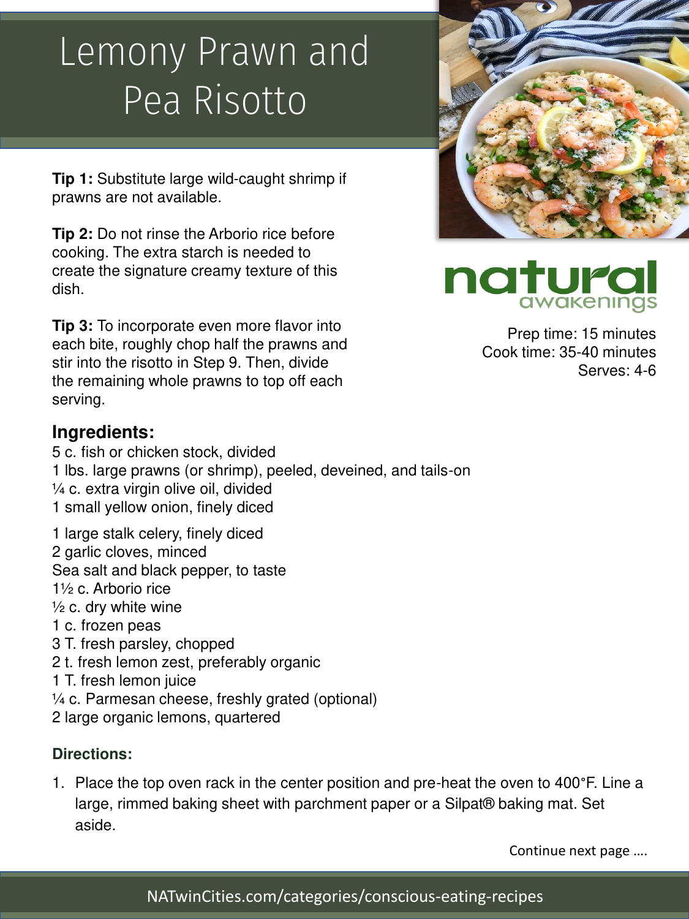# Lemony Prawn and Pea Risotto

**Tip 1:** Substitute large wild-caught shrimp if prawns are not available.

**Tip 2:** Do not rinse the Arborio rice before cooking. The extra starch is needed to create the signature creamy texture of this dish.

**Tip 3:** To incorporate even more flavor into each bite, roughly chop half the prawns and stir into the risotto in Step 9. Then, divide the remaining whole prawns to top off each serving.

natural awakenings

Prep time: 15 minutes
Cook time: 35-40 minutes
Serves: 4-6

## Ingredients:

5 c. fish or chicken stock, divided
1 lbs. large prawns (or shrimp), peeled, deveined, and tails-on
¼ c. extra virgin olive oil, divided
1 small yellow onion, finely diced
1 large stalk celery, finely diced
2 garlic cloves, minced
Sea salt and black pepper, to taste
1½ c. Arborio rice
½ c. dry white wine
1 c. frozen peas
3 T. fresh parsley, chopped
2 t. fresh lemon zest, preferably organic
1 T. fresh lemon juice
¼ c. Parmesan cheese, freshly grated (optional)
2 large organic lemons, quartered

### Directions:

1. Place the top oven rack in the center position and pre-heat the oven to 400°F. Line a large, rimmed baking sheet with parchment paper or a Silpat® baking mat. Set aside.

Continue next page ….

NATwinCities.com/categories/conscious-eating-recipes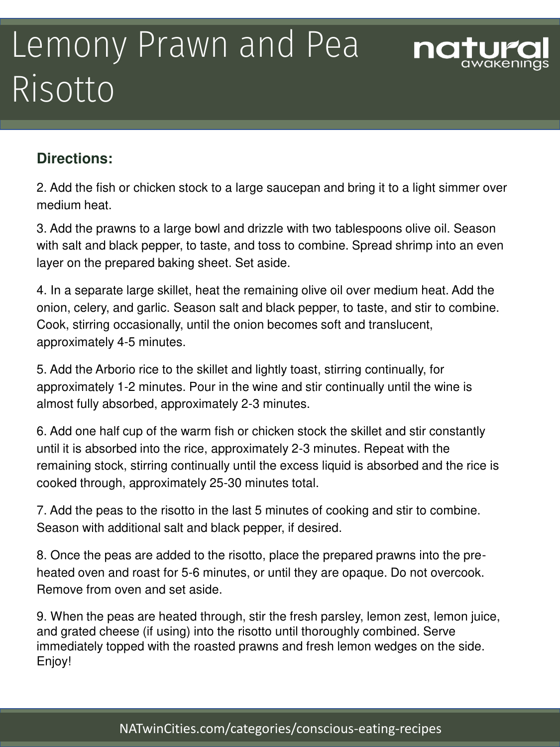**Directions:**

2. Add the fish or chicken stock to a large saucepan and bring it to a light simmer over medium heat.
3. Add the prawns to a large bowl and drizzle with two tablespoons olive oil. Season with salt and black pepper, to taste, and toss to combine. Spread shrimp into an even layer on the prepared baking sheet. Set aside.
4. In a separate large skillet, heat the remaining olive oil over medium heat. Add the onion, celery, and garlic. Season salt and black pepper, to taste, and stir to combine. Cook, stirring occasionally, until the onion becomes soft and translucent, approximately 4-5 minutes.
5. Add the Arborio rice to the skillet and lightly toast, stirring continually, for approximately 1-2 minutes. Pour in the wine and stir continually until the wine is almost fully absorbed, approximately 2-3 minutes.
6. Add one half cup of the warm fish or chicken stock the skillet and stir constantly until it is absorbed into the rice, approximately 2-3 minutes. Repeat with the remaining stock, stirring continually until the excess liquid is absorbed and the rice is cooked through, approximately 25-30 minutes total.
7. Add the peas to the risotto in the last 5 minutes of cooking and stir to combine. Season with additional salt and black pepper, if desired.
8. Once the peas are added to the risotto, place the prepared prawns into the pre-heated oven and roast for 5-6 minutes, or until they are opaque. Do not overcook. Remove from oven and set aside.
9. When the peas are heated through, stir the fresh parsley, lemon zest, lemon juice, and grated cheese (if using) into the risotto until thoroughly combined. Serve immediately topped with the roasted prawns and fresh lemon wedges on the side. Enjoy!